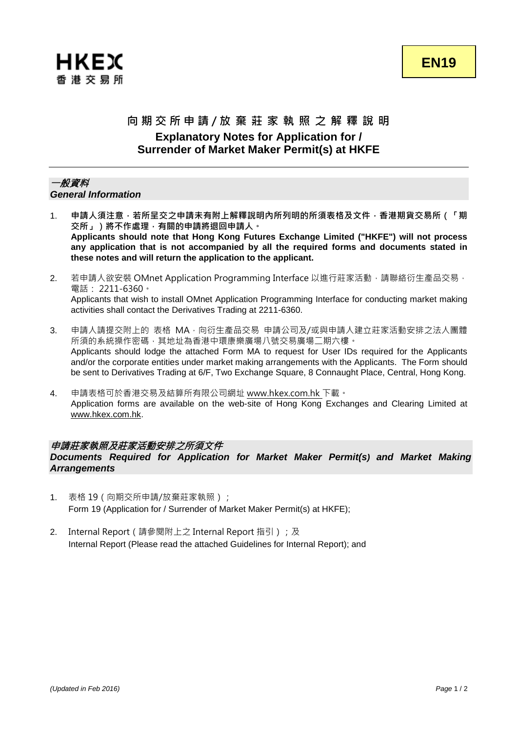HKEX
香港交易所

**EN19**

# 向期交所申請/放棄莊家執照之解釋說明
# Explanatory Notes for Application for / Surrender of Market Maker Permit(s) at HKFE

## *一般資料*
## *General Information*

1. **申請人須注意，若所呈交之申請未有附上解釋說明內所列明的所須表格及文件，香港期貨交易所（「期交所」）將不作處理，有關的申請將退回申請人。**
   **Applicants should note that Hong Kong Futures Exchange Limited ("HKFE") will not process any application that is not accompanied by all the required forms and documents stated in these notes and will return the application to the applicant.**

2. 若申請人欲安裝 OMnet Application Programming Interface 以進行莊家活動，請聯絡衍生產品交易，電話：2211-6360。
   Applicants that wish to install OMnet Application Programming Interface for conducting market making activities shall contact the Derivatives Trading at 2211-6360.

3. 申請人請提交附上的 表格 MA，向衍生產品交易 申請公司及/或與申請人建立莊家活動安排之法人團體所須的系統操作密碼，其地址為香港中環康樂廣場八號交易廣場二期六樓。
   Applicants should lodge the attached Form MA to request for User IDs required for the Applicants and/or the corporate entities under market making arrangements with the Applicants. The Form should be sent to Derivatives Trading at 6/F, Two Exchange Square, 8 Connaught Place, Central, Hong Kong.

4. 申請表格可於香港交易及結算所有限公司網址 www.hkex.com.hk 下載。
   Application forms are available on the web-site of Hong Kong Exchanges and Clearing Limited at www.hkex.com.hk.

## *申請莊家執照及莊家活動安排之所須文件*
## *Documents Required for Application for Market Maker Permit(s) and Market Making Arrangements*

1. 表格 19（向期交所申請/放棄莊家執照）；
   Form 19 (Application for / Surrender of Market Maker Permit(s) at HKFE);

2. Internal Report（請參閱附上之 Internal Report 指引）；及
   Internal Report (Please read the attached Guidelines for Internal Report); and

*(Updated in Feb 2016)*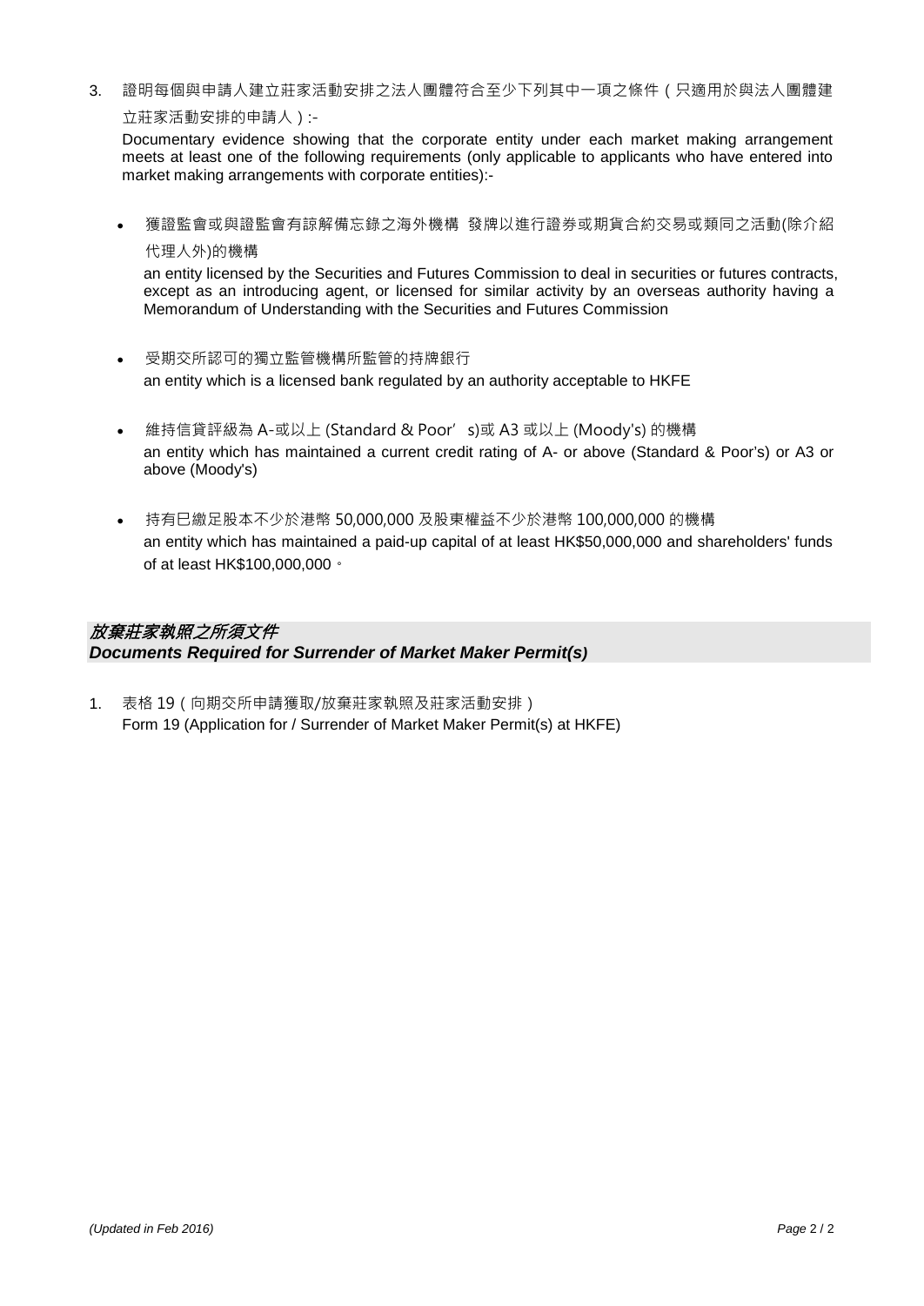3. 證明每個與申請人建立莊家活動安排之法人團體符合至少下列其中一項之條件（只適用於與法人團體建立莊家活動安排的申請人）:-

   Documentary evidence showing that the corporate entity under each market making arrangement meets at least one of the following requirements (only applicable to applicants who have entered into market making arrangements with corporate entities):-

   - 獲證監會或與證監會有諒解備忘錄之海外機構 發牌以進行證券或期貨合約交易或類同之活動(除介紹代理人外)的機構

     an entity licensed by the Securities and Futures Commission to deal in securities or futures contracts, except as an introducing agent, or licensed for similar activity by an overseas authority having a Memorandum of Understanding with the Securities and Futures Commission

   - 受期交所認可的獨立監管機構所監管的持牌銀行

     an entity which is a licensed bank regulated by an authority acceptable to HKFE

   - 維持信貸評級為 A-或以上 (Standard & Poor's)或 A3 或以上 (Moody's) 的機構

     an entity which has maintained a current credit rating of A- or above (Standard & Poor's) or A3 or above (Moody's)

   - 持有已繳足股本不少於港幣 50,000,000 及股東權益不少於港幣 100,000,000 的機構

     an entity which has maintained a paid-up capital of at least HK$50,000,000 and shareholders' funds of at least HK$100,000,000。

## *放棄莊家執照之所須文件*
## ***Documents Required for Surrender of Market Maker Permit(s)***

1. 表格 19（向期交所申請獲取/放棄莊家執照及莊家活動安排）
   Form 19 (Application for / Surrender of Market Maker Permit(s) at HKFE)

*(Updated in Feb 2016)*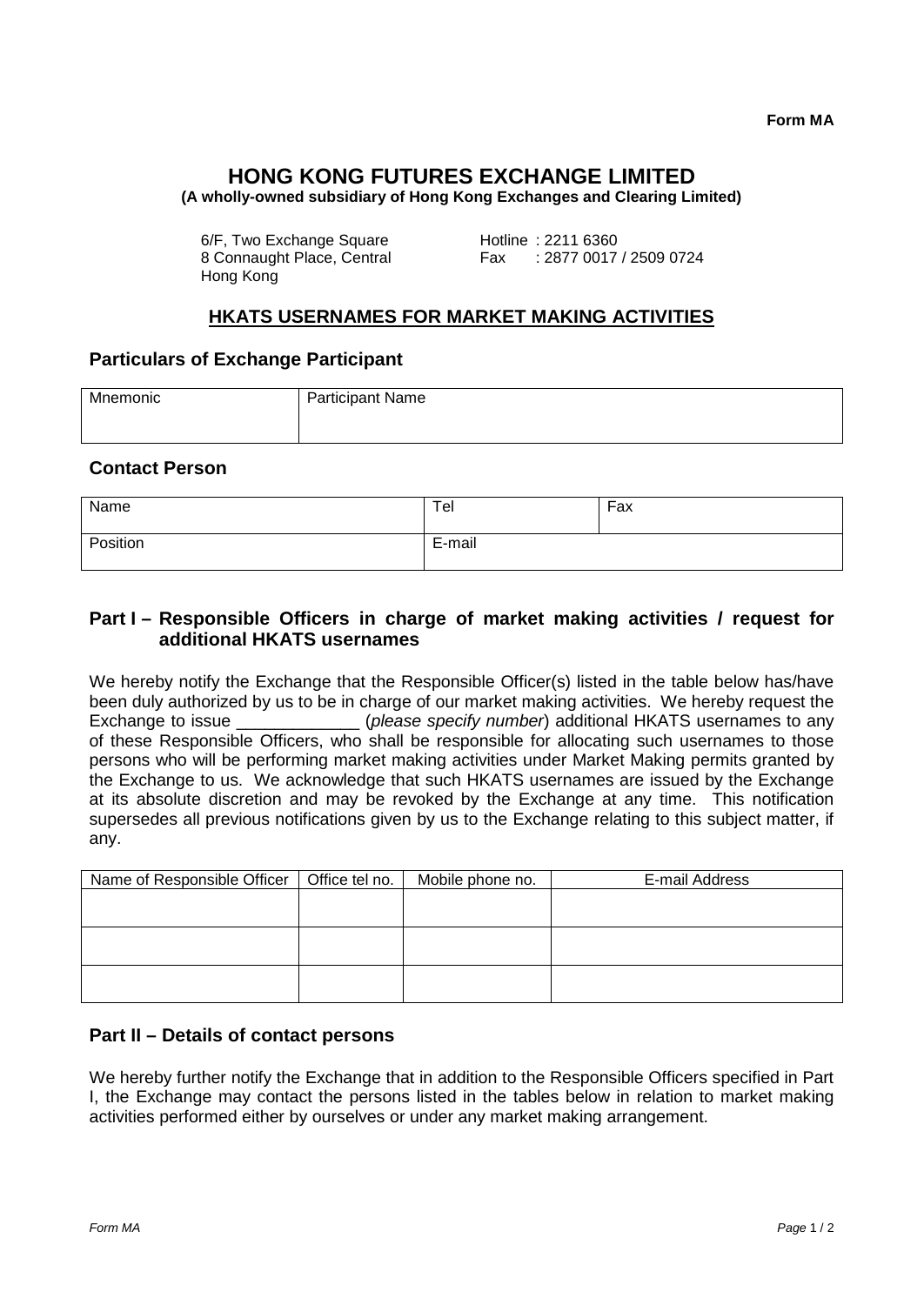**Form MA**

# HONG KONG FUTURES EXCHANGE LIMITED

**(A wholly-owned subsidiary of Hong Kong Exchanges and Clearing Limited)**

6/F, Two Exchange Square
8 Connaught Place, Central
Hong Kong

Hotline : 2211 6360
Fax : 2877 0017 / 2509 0724

## HKATS USERNAMES FOR MARKET MAKING ACTIVITIES

### Particulars of Exchange Participant

| Mnemonic | Participant Name |
|---|---|
| | |

### Contact Person

| Name | Tel | Fax |
|---|---|---|
| Position | E-mail | |

### Part I – Responsible Officers in charge of market making activities / request for additional HKATS usernames

We hereby notify the Exchange that the Responsible Officer(s) listed in the table below has/have been duly authorized by us to be in charge of our market making activities. We hereby request the Exchange to issue _____________ (*please specify number*) additional HKATS usernames to any of these Responsible Officers, who shall be responsible for allocating such usernames to those persons who will be performing market making activities under Market Making permits granted by the Exchange to us. We acknowledge that such HKATS usernames are issued by the Exchange at its absolute discretion and may be revoked by the Exchange at any time. This notification supersedes all previous notifications given by us to the Exchange relating to this subject matter, if any.

| Name of Responsible Officer | Office tel no. | Mobile phone no. | E-mail Address |
|---|---|---|---|
| | | | |
| | | | |
| | | | |

### Part II – Details of contact persons

We hereby further notify the Exchange that in addition to the Responsible Officers specified in Part I, the Exchange may contact the persons listed in the tables below in relation to market making activities performed either by ourselves or under any market making arrangement.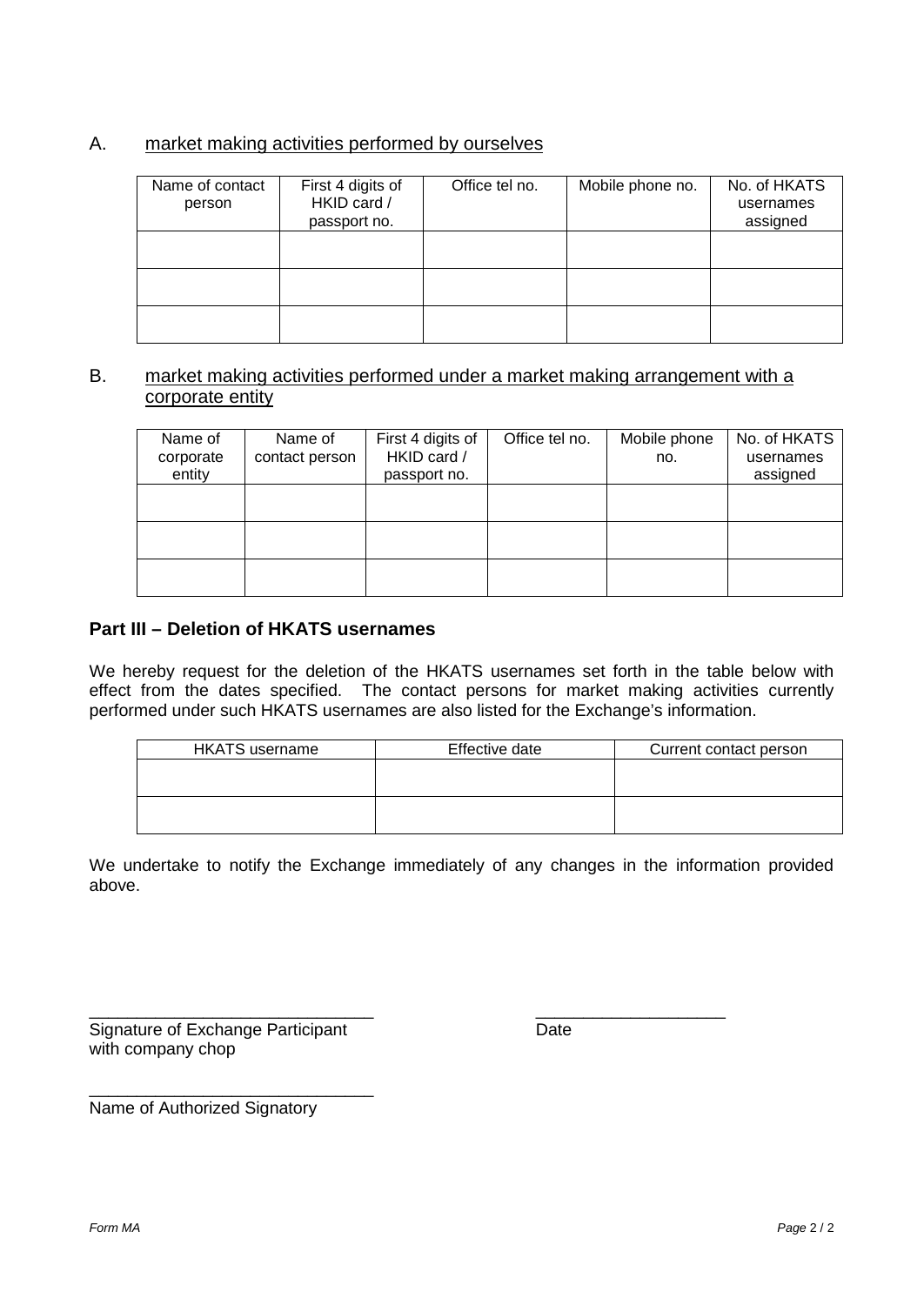A. <u>market making activities performed by ourselves</u>

| Name of contact person | First 4 digits of HKID card / passport no. | Office tel no. | Mobile phone no. | No. of HKATS usernames assigned |
|---|---|---|---|---|
| | | | | |
| | | | | |
| | | | | |

B. <u>market making activities performed under a market making arrangement with a corporate entity</u>

| Name of corporate entity | Name of contact person | First 4 digits of HKID card / passport no. | Office tel no. | Mobile phone no. | No. of HKATS usernames assigned |
|---|---|---|---|---|---|
| | | | | | |
| | | | | | |
| | | | | | |

### Part III – Deletion of HKATS usernames

We hereby request for the deletion of the HKATS usernames set forth in the table below with effect from the dates specified. The contact persons for market making activities currently performed under such HKATS usernames are also listed for the Exchange's information.

| HKATS username | Effective date | Current contact person |
|---|---|---|
| | | |
| | | |

We undertake to notify the Exchange immediately of any changes in the information provided above.

______________________________
Signature of Exchange Participant
with company chop

____________________
Date

______________________________
Name of Authorized Signatory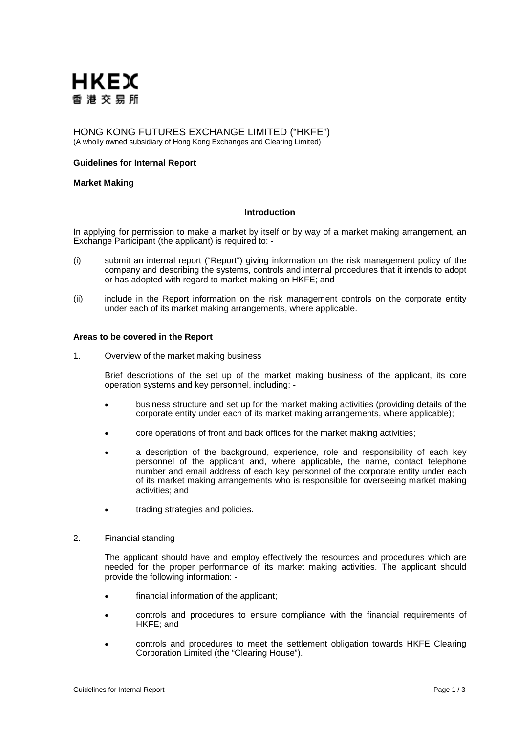HKEX
香港交易所

HONG KONG FUTURES EXCHANGE LIMITED ("HKFE")
(A wholly owned subsidiary of Hong Kong Exchanges and Clearing Limited)

**Guidelines for Internal Report**

**Market Making**

**Introduction**

In applying for permission to make a market by itself or by way of a market making arrangement, an Exchange Participant (the applicant) is required to: -

(i) submit an internal report ("Report") giving information on the risk management policy of the company and describing the systems, controls and internal procedures that it intends to adopt or has adopted with regard to market making on HKFE; and

(ii) include in the Report information on the risk management controls on the corporate entity under each of its market making arrangements, where applicable.

**Areas to be covered in the Report**

1. Overview of the market making business

   Brief descriptions of the set up of the market making business of the applicant, its core operation systems and key personnel, including: -

   - business structure and set up for the market making activities (providing details of the corporate entity under each of its market making arrangements, where applicable);
   - core operations of front and back offices for the market making activities;
   - a description of the background, experience, role and responsibility of each key personnel of the applicant and, where applicable, the name, contact telephone number and email address of each key personnel of the corporate entity under each of its market making arrangements who is responsible for overseeing market making activities; and
   - trading strategies and policies.

2. Financial standing

   The applicant should have and employ effectively the resources and procedures which are needed for the proper performance of its market making activities. The applicant should provide the following information: -

   - financial information of the applicant;
   - controls and procedures to ensure compliance with the financial requirements of HKFE; and
   - controls and procedures to meet the settlement obligation towards HKFE Clearing Corporation Limited (the "Clearing House").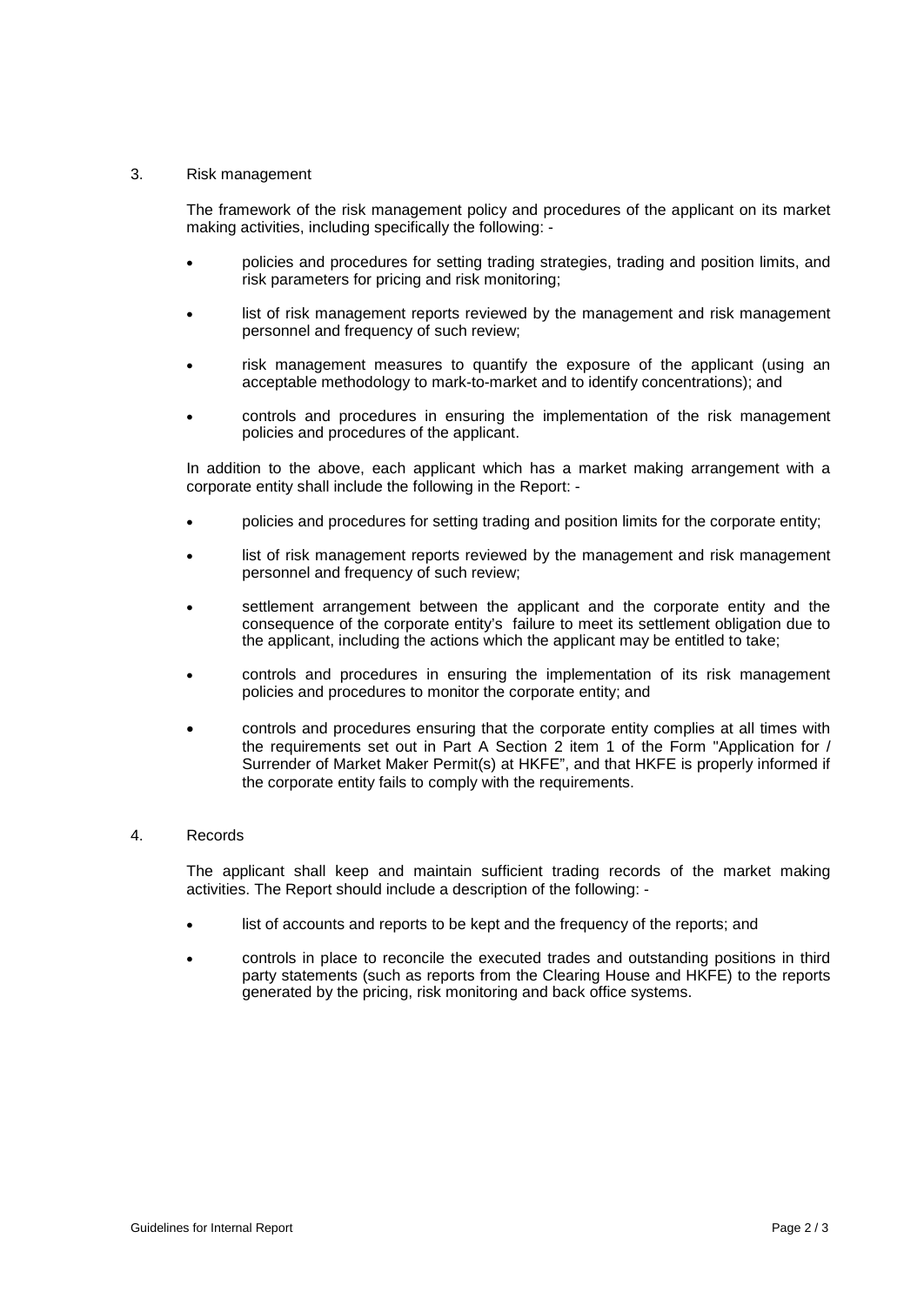3. Risk management

The framework of the risk management policy and procedures of the applicant on its market making activities, including specifically the following: -

- policies and procedures for setting trading strategies, trading and position limits, and risk parameters for pricing and risk monitoring;
- list of risk management reports reviewed by the management and risk management personnel and frequency of such review;
- risk management measures to quantify the exposure of the applicant (using an acceptable methodology to mark-to-market and to identify concentrations); and
- controls and procedures in ensuring the implementation of the risk management policies and procedures of the applicant.

In addition to the above, each applicant which has a market making arrangement with a corporate entity shall include the following in the Report: -

- policies and procedures for setting trading and position limits for the corporate entity;
- list of risk management reports reviewed by the management and risk management personnel and frequency of such review;
- settlement arrangement between the applicant and the corporate entity and the consequence of the corporate entity's failure to meet its settlement obligation due to the applicant, including the actions which the applicant may be entitled to take;
- controls and procedures in ensuring the implementation of its risk management policies and procedures to monitor the corporate entity; and
- controls and procedures ensuring that the corporate entity complies at all times with the requirements set out in Part A Section 2 item 1 of the Form "Application for / Surrender of Market Maker Permit(s) at HKFE", and that HKFE is properly informed if the corporate entity fails to comply with the requirements.

4. Records

The applicant shall keep and maintain sufficient trading records of the market making activities. The Report should include a description of the following: -

- list of accounts and reports to be kept and the frequency of the reports; and
- controls in place to reconcile the executed trades and outstanding positions in third party statements (such as reports from the Clearing House and HKFE) to the reports generated by the pricing, risk monitoring and back office systems.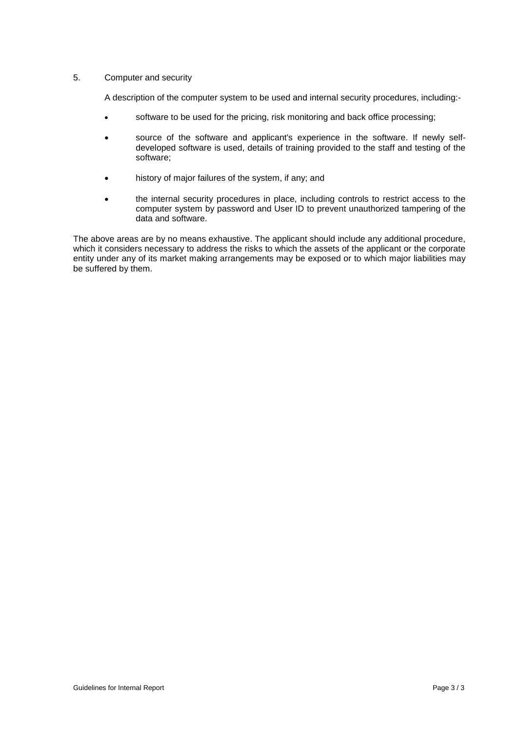5. Computer and security

A description of the computer system to be used and internal security procedures, including:-

- software to be used for the pricing, risk monitoring and back office processing;
- source of the software and applicant's experience in the software. If newly self-developed software is used, details of training provided to the staff and testing of the software;
- history of major failures of the system, if any; and
- the internal security procedures in place, including controls to restrict access to the computer system by password and User ID to prevent unauthorized tampering of the data and software.

The above areas are by no means exhaustive. The applicant should include any additional procedure, which it considers necessary to address the risks to which the assets of the applicant or the corporate entity under any of its market making arrangements may be exposed or to which major liabilities may be suffered by them.